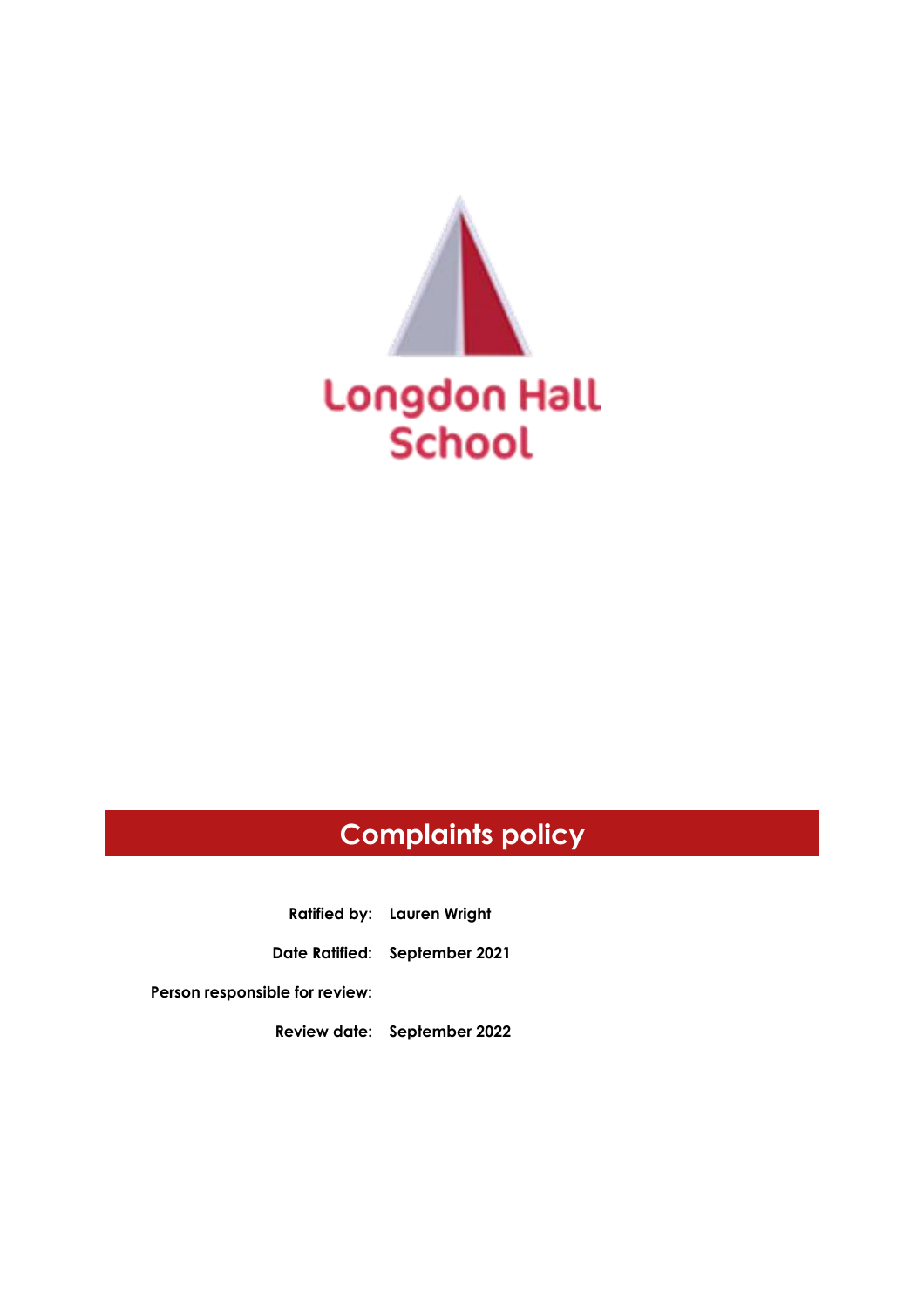Longdon Hall School

# Complaints policy

**Ratified by:** Lauren Wright

**Date Ratified:** September 2021

**Person responsible for review:**

**Review date:** September 2022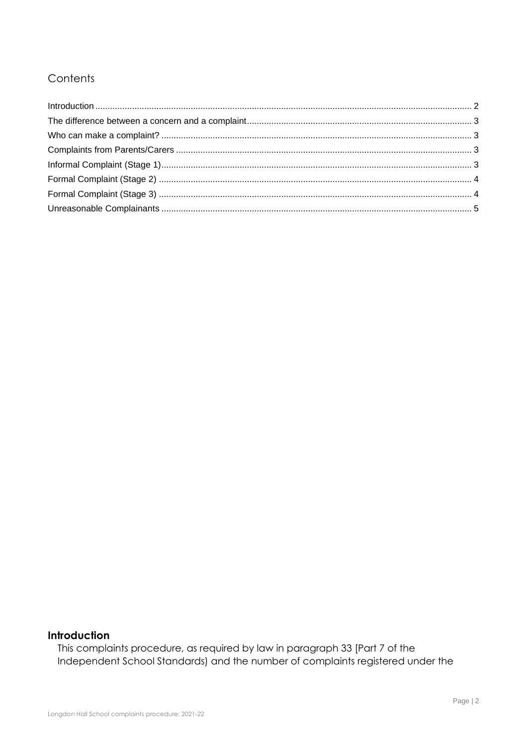## Contents

- Introduction ........ 2
- The difference between a concern and a complaint ........ 3
- Who can make a complaint? ........ 3
- Complaints from Parents/Carers ........ 3
- Informal Complaint (Stage 1) ........ 3
- Formal Complaint (Stage 2) ........ 4
- Formal Complaint (Stage 3) ........ 4
- Unreasonable Complainants ........ 5

## Introduction

This complaints procedure, as required by law in paragraph 33 [Part 7 of the Independent School Standards) and the number of complaints registered under the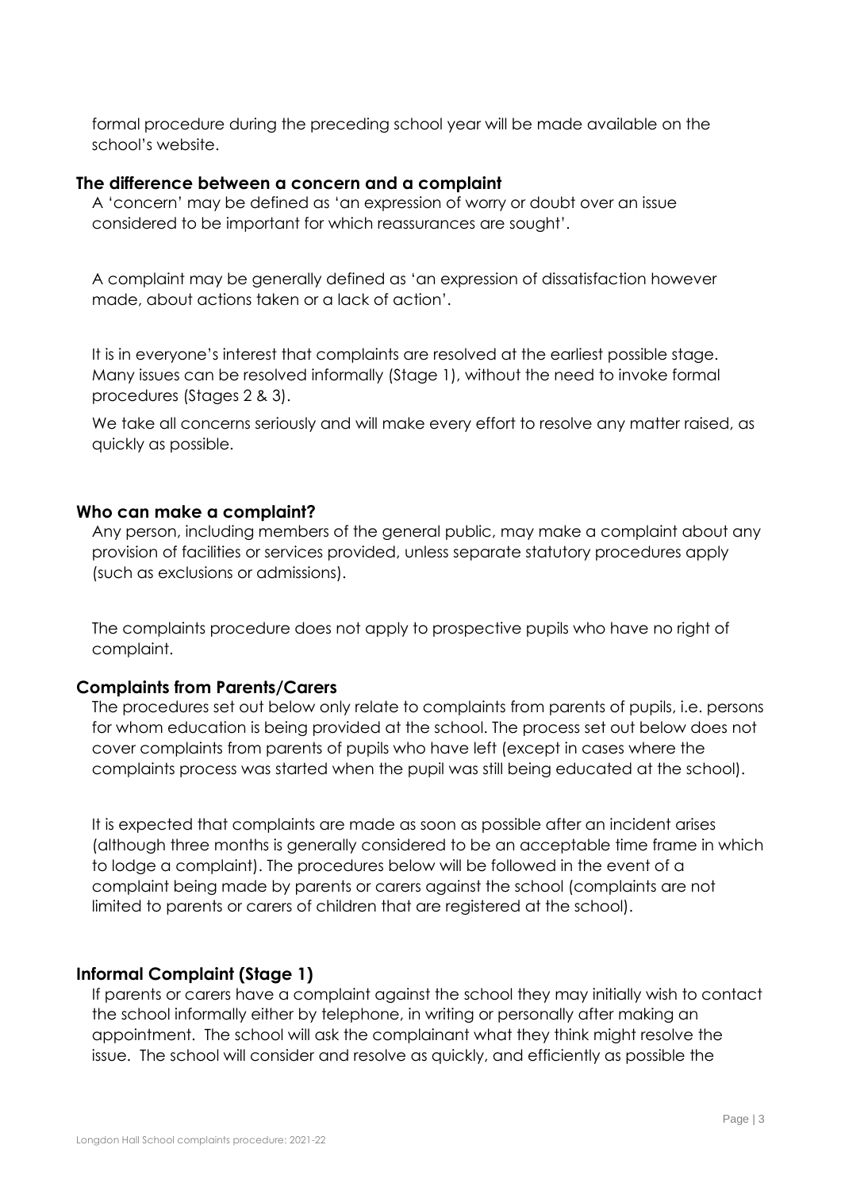formal procedure during the preceding school year will be made available on the school's website.

### The difference between a concern and a complaint

A 'concern' may be defined as 'an expression of worry or doubt over an issue considered to be important for which reassurances are sought'.

A complaint may be generally defined as 'an expression of dissatisfaction however made, about actions taken or a lack of action'.

It is in everyone's interest that complaints are resolved at the earliest possible stage. Many issues can be resolved informally (Stage 1), without the need to invoke formal procedures (Stages 2 & 3).

We take all concerns seriously and will make every effort to resolve any matter raised, as quickly as possible.

### Who can make a complaint?

Any person, including members of the general public, may make a complaint about any provision of facilities or services provided, unless separate statutory procedures apply (such as exclusions or admissions).

The complaints procedure does not apply to prospective pupils who have no right of complaint.

### Complaints from Parents/Carers

The procedures set out below only relate to complaints from parents of pupils, i.e. persons for whom education is being provided at the school. The process set out below does not cover complaints from parents of pupils who have left (except in cases where the complaints process was started when the pupil was still being educated at the school).

It is expected that complaints are made as soon as possible after an incident arises (although three months is generally considered to be an acceptable time frame in which to lodge a complaint). The procedures below will be followed in the event of a complaint being made by parents or carers against the school (complaints are not limited to parents or carers of children that are registered at the school).

### Informal Complaint (Stage 1)

If parents or carers have a complaint against the school they may initially wish to contact the school informally either by telephone, in writing or personally after making an appointment. The school will ask the complainant what they think might resolve the issue. The school will consider and resolve as quickly, and efficiently as possible the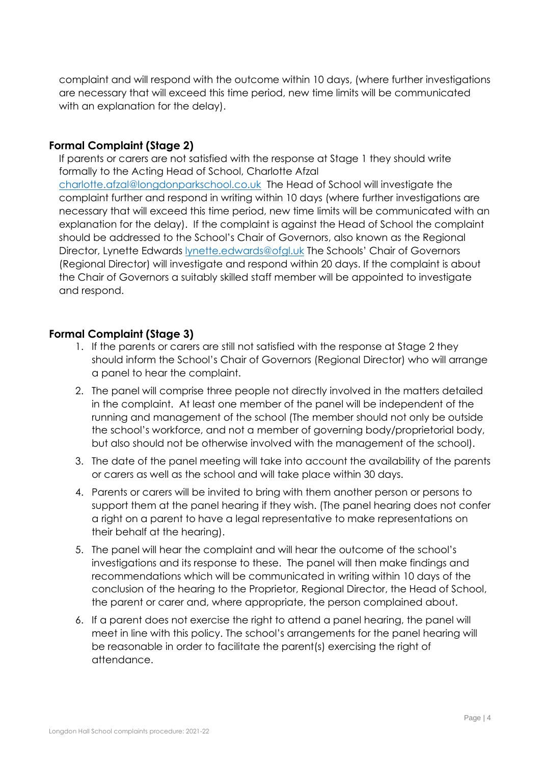complaint and will respond with the outcome within 10 days, (where further investigations are necessary that will exceed this time period, new time limits will be communicated with an explanation for the delay).

## Formal Complaint (Stage 2)

If parents or carers are not satisfied with the response at Stage 1 they should write formally to the Acting Head of School, Charlotte Afzal charlotte.afzal@longdonparkschool.co.uk The Head of School will investigate the complaint further and respond in writing within 10 days (where further investigations are necessary that will exceed this time period, new time limits will be communicated with an explanation for the delay). If the complaint is against the Head of School the complaint should be addressed to the School's Chair of Governors, also known as the Regional Director, Lynette Edwards lynette.edwards@ofgl.uk The Schools' Chair of Governors (Regional Director) will investigate and respond within 20 days. If the complaint is about the Chair of Governors a suitably skilled staff member will be appointed to investigate and respond.

## Formal Complaint (Stage 3)

1. If the parents or carers are still not satisfied with the response at Stage 2 they should inform the School's Chair of Governors (Regional Director) who will arrange a panel to hear the complaint.
2. The panel will comprise three people not directly involved in the matters detailed in the complaint. At least one member of the panel will be independent of the running and management of the school (The member should not only be outside the school's workforce, and not a member of governing body/proprietorial body, but also should not be otherwise involved with the management of the school).
3. The date of the panel meeting will take into account the availability of the parents or carers as well as the school and will take place within 30 days.
4. Parents or carers will be invited to bring with them another person or persons to support them at the panel hearing if they wish. (The panel hearing does not confer a right on a parent to have a legal representative to make representations on their behalf at the hearing).
5. The panel will hear the complaint and will hear the outcome of the school's investigations and its response to these. The panel will then make findings and recommendations which will be communicated in writing within 10 days of the conclusion of the hearing to the Proprietor, Regional Director, the Head of School, the parent or carer and, where appropriate, the person complained about.
6. If a parent does not exercise the right to attend a panel hearing, the panel will meet in line with this policy. The school's arrangements for the panel hearing will be reasonable in order to facilitate the parent(s) exercising the right of attendance.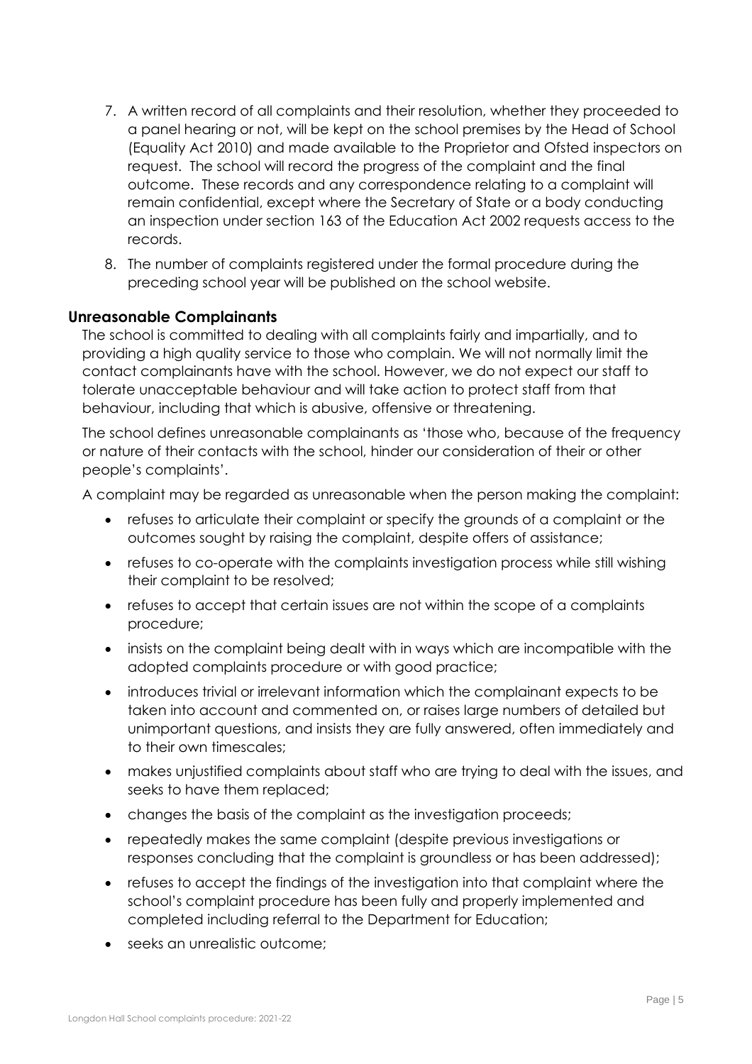7. A written record of all complaints and their resolution, whether they proceeded to a panel hearing or not, will be kept on the school premises by the Head of School (Equality Act 2010) and made available to the Proprietor and Ofsted inspectors on request. The school will record the progress of the complaint and the final outcome. These records and any correspondence relating to a complaint will remain confidential, except where the Secretary of State or a body conducting an inspection under section 163 of the Education Act 2002 requests access to the records.
8. The number of complaints registered under the formal procedure during the preceding school year will be published on the school website.

## Unreasonable Complainants

The school is committed to dealing with all complaints fairly and impartially, and to providing a high quality service to those who complain. We will not normally limit the contact complainants have with the school. However, we do not expect our staff to tolerate unacceptable behaviour and will take action to protect staff from that behaviour, including that which is abusive, offensive or threatening.

The school defines unreasonable complainants as 'those who, because of the frequency or nature of their contacts with the school, hinder our consideration of their or other people's complaints'.

A complaint may be regarded as unreasonable when the person making the complaint:

- refuses to articulate their complaint or specify the grounds of a complaint or the outcomes sought by raising the complaint, despite offers of assistance;
- refuses to co-operate with the complaints investigation process while still wishing their complaint to be resolved;
- refuses to accept that certain issues are not within the scope of a complaints procedure;
- insists on the complaint being dealt with in ways which are incompatible with the adopted complaints procedure or with good practice;
- introduces trivial or irrelevant information which the complainant expects to be taken into account and commented on, or raises large numbers of detailed but unimportant questions, and insists they are fully answered, often immediately and to their own timescales;
- makes unjustified complaints about staff who are trying to deal with the issues, and seeks to have them replaced;
- changes the basis of the complaint as the investigation proceeds;
- repeatedly makes the same complaint (despite previous investigations or responses concluding that the complaint is groundless or has been addressed);
- refuses to accept the findings of the investigation into that complaint where the school's complaint procedure has been fully and properly implemented and completed including referral to the Department for Education;
- seeks an unrealistic outcome;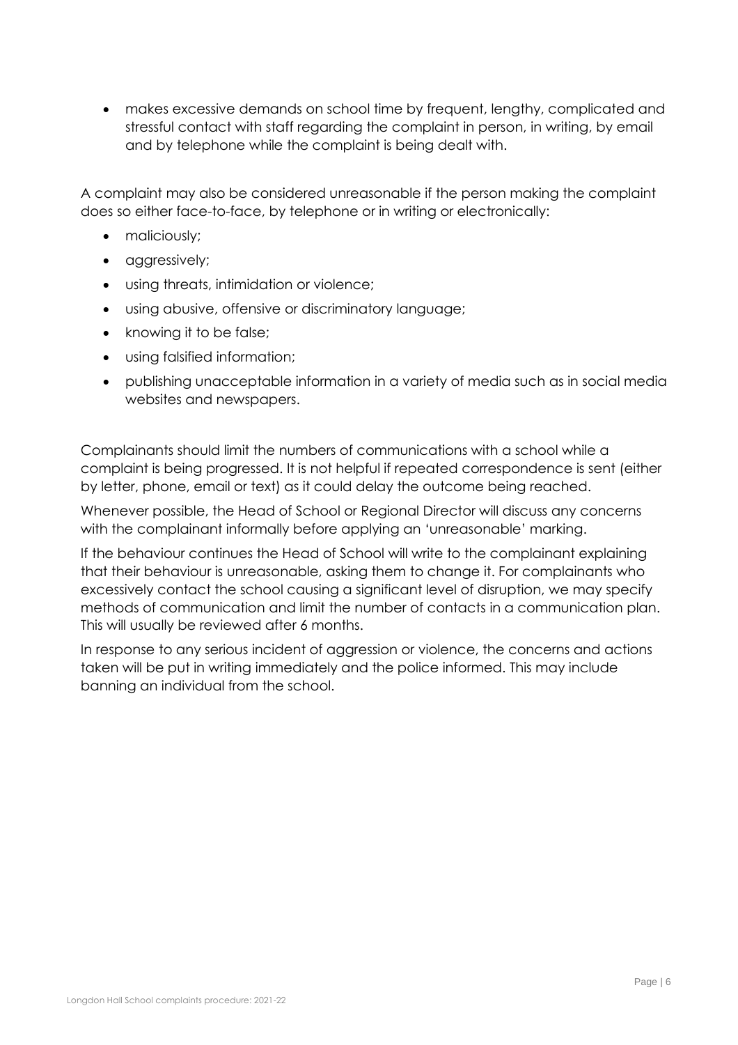- makes excessive demands on school time by frequent, lengthy, complicated and stressful contact with staff regarding the complaint in person, in writing, by email and by telephone while the complaint is being dealt with.

A complaint may also be considered unreasonable if the person making the complaint does so either face-to-face, by telephone or in writing or electronically:

- maliciously;
- aggressively;
- using threats, intimidation or violence;
- using abusive, offensive or discriminatory language;
- knowing it to be false;
- using falsified information;
- publishing unacceptable information in a variety of media such as in social media websites and newspapers.

Complainants should limit the numbers of communications with a school while a complaint is being progressed. It is not helpful if repeated correspondence is sent (either by letter, phone, email or text) as it could delay the outcome being reached.

Whenever possible, the Head of School or Regional Director will discuss any concerns with the complainant informally before applying an 'unreasonable' marking.

If the behaviour continues the Head of School will write to the complainant explaining that their behaviour is unreasonable, asking them to change it. For complainants who excessively contact the school causing a significant level of disruption, we may specify methods of communication and limit the number of contacts in a communication plan. This will usually be reviewed after 6 months.

In response to any serious incident of aggression or violence, the concerns and actions taken will be put in writing immediately and the police informed. This may include banning an individual from the school.